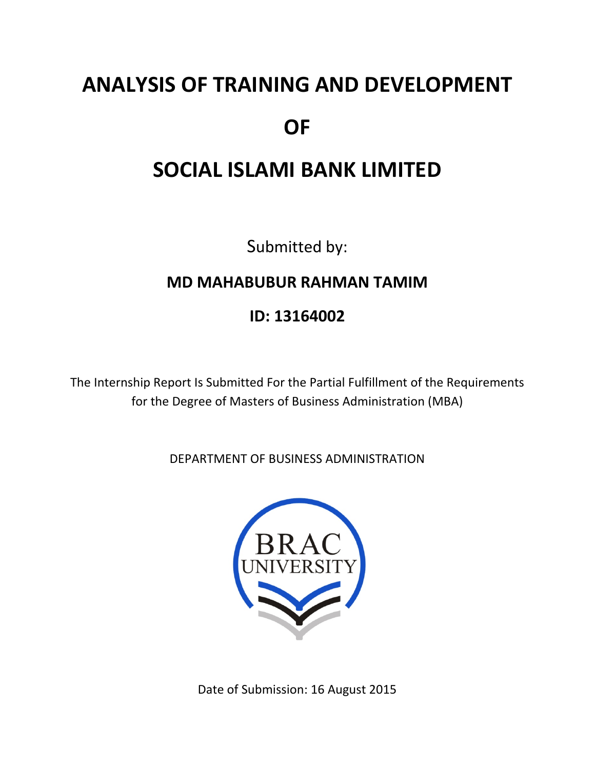# ANALYSIS OF TRAINING AND DEVELOPMENT

# OF

# SOCIAL ISLAMI BANK LIMITED

Submitted by:

**MD MAHABUBUR RAHMAN TAMIM**

**ID: 13164002**

The Internship Report Is Submitted For the Partial Fulfillment of the Requirements for the Degree of Masters of Business Administration (MBA)

DEPARTMENT OF BUSINESS ADMINISTRATION

BRAC UNIVERSITY

Date of Submission: 16 August 2015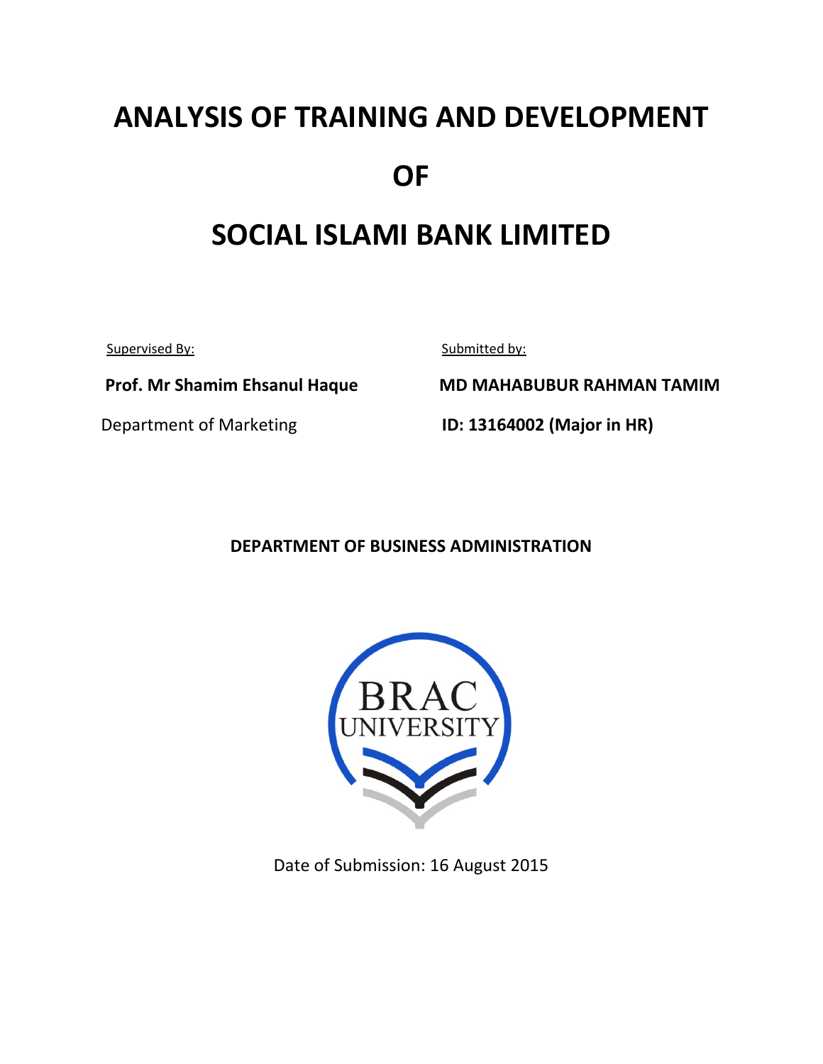# ANALYSIS OF TRAINING AND DEVELOPMENT

# OF

# SOCIAL ISLAMI BANK LIMITED

| Supervised By: | Submitted by: |
|---|---|
| **Prof. Mr Shamim Ehsanul Haque** | **MD MAHABUBUR RAHMAN TAMIM** |
| Department of Marketing | **ID: 13164002 (Major in HR)** |

**DEPARTMENT OF BUSINESS ADMINISTRATION**

BRAC UNIVERSITY

Date of Submission: 16 August 2015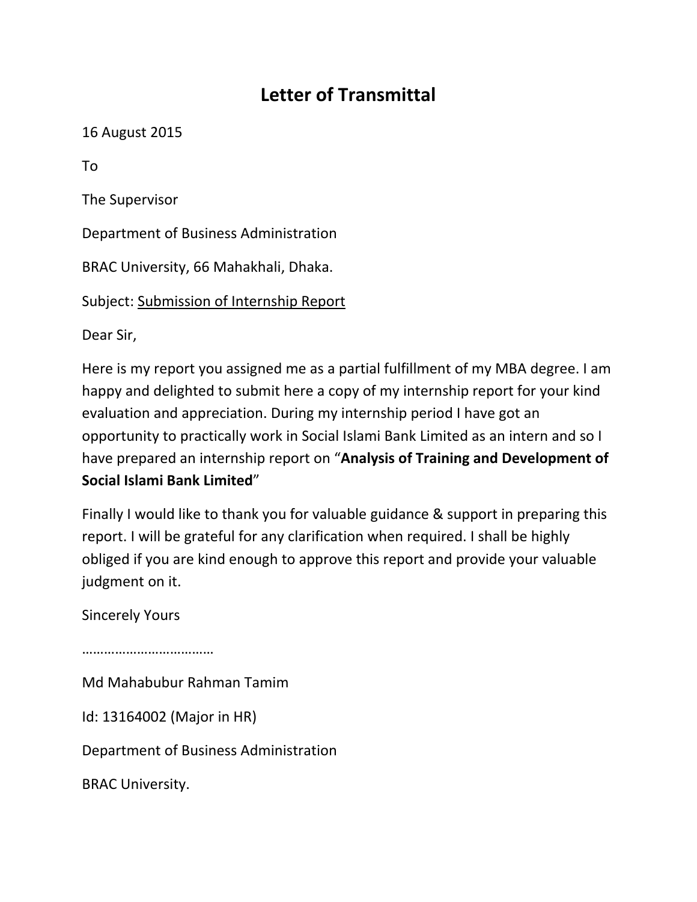# Letter of Transmittal

16 August 2015

To

The Supervisor

Department of Business Administration

BRAC University, 66 Mahakhali, Dhaka.

Subject: <u>Submission of Internship Report</u>

Dear Sir,

Here is my report you assigned me as a partial fulfillment of my MBA degree. I am happy and delighted to submit here a copy of my internship report for your kind evaluation and appreciation. During my internship period I have got an opportunity to practically work in Social Islami Bank Limited as an intern and so I have prepared an internship report on "**Analysis of Training and Development of Social Islami Bank Limited**"

Finally I would like to thank you for valuable guidance & support in preparing this report. I will be grateful for any clarification when required. I shall be highly obliged if you are kind enough to approve this report and provide your valuable judgment on it.

Sincerely Yours

………………………………

Md Mahabubur Rahman Tamim

Id: 13164002 (Major in HR)

Department of Business Administration

BRAC University.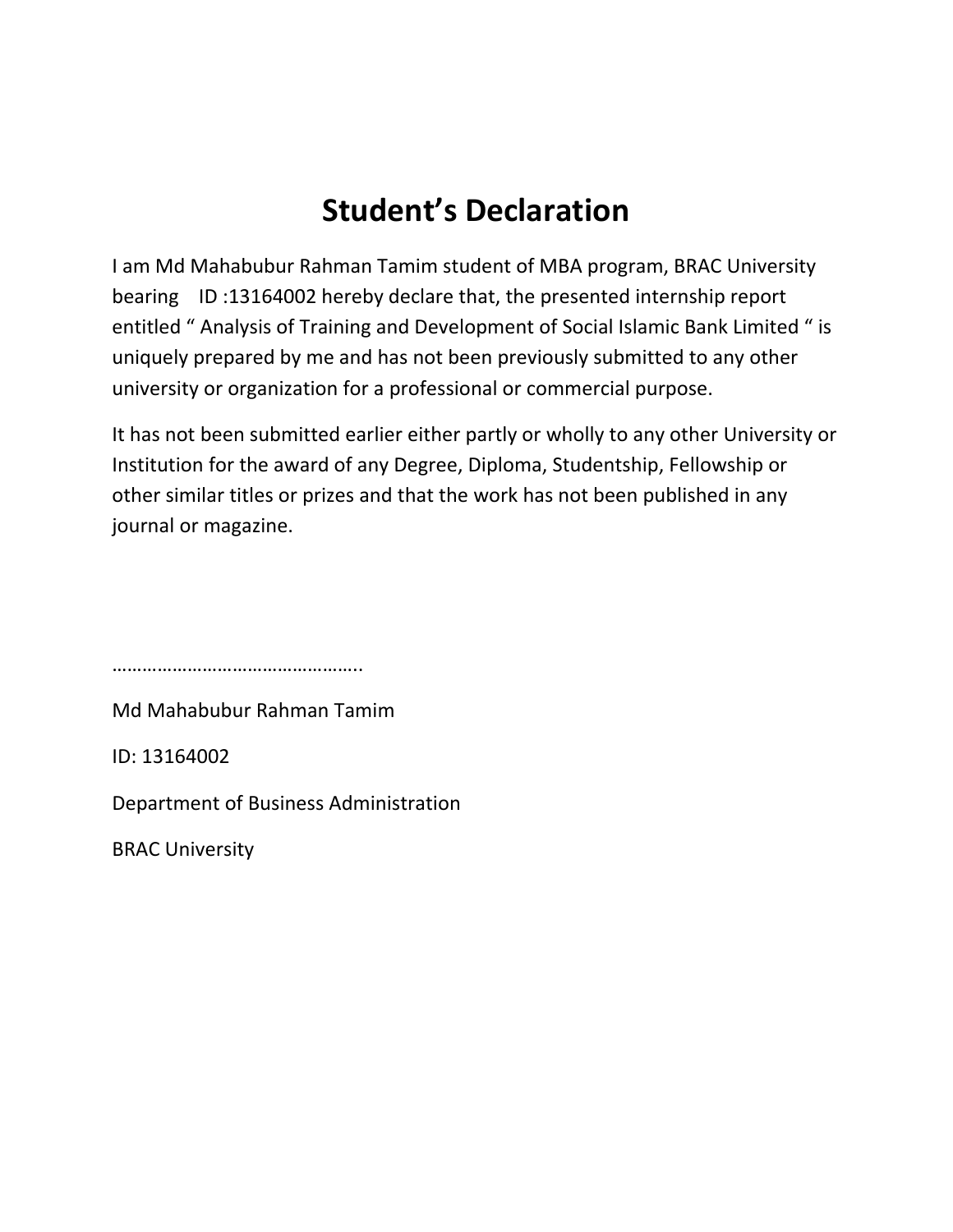# Student's Declaration

I am Md Mahabubur Rahman Tamim student of MBA program, BRAC University bearing ID :13164002 hereby declare that, the presented internship report entitled " Analysis of Training and Development of Social Islamic Bank Limited " is uniquely prepared by me and has not been previously submitted to any other university or organization for a professional or commercial purpose.

It has not been submitted earlier either partly or wholly to any other University or Institution for the award of any Degree, Diploma, Studentship, Fellowship or other similar titles or prizes and that the work has not been published in any journal or magazine.

…………………………………………..

Md Mahabubur Rahman Tamim

ID: 13164002

Department of Business Administration

BRAC University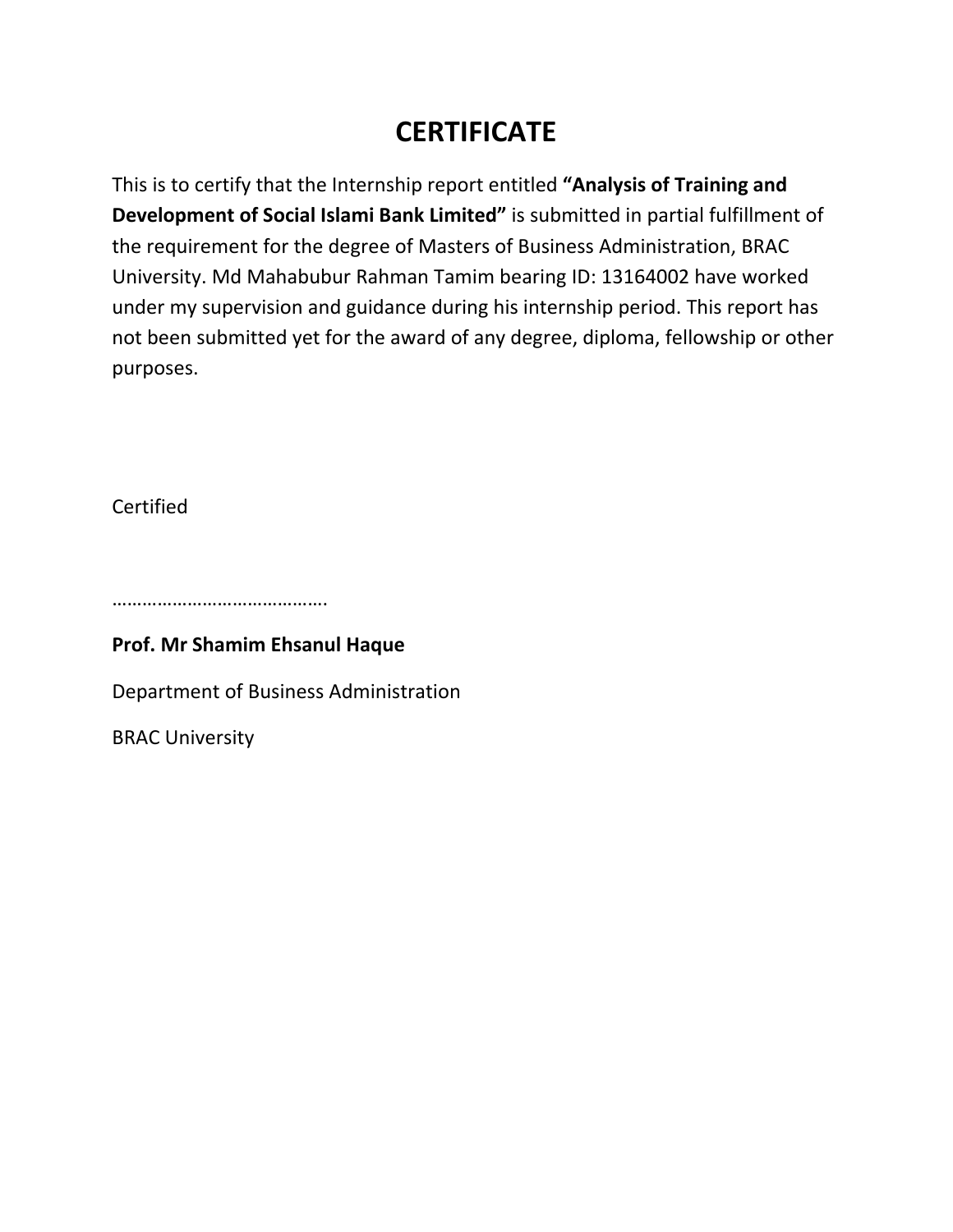# CERTIFICATE

This is to certify that the Internship report entitled **"Analysis of Training and Development of Social Islami Bank Limited"** is submitted in partial fulfillment of the requirement for the degree of Masters of Business Administration, BRAC University. Md Mahabubur Rahman Tamim bearing ID: 13164002 have worked under my supervision and guidance during his internship period. This report has not been submitted yet for the award of any degree, diploma, fellowship or other purposes.

Certified

…………………………………….

**Prof. Mr Shamim Ehsanul Haque**

Department of Business Administration

BRAC University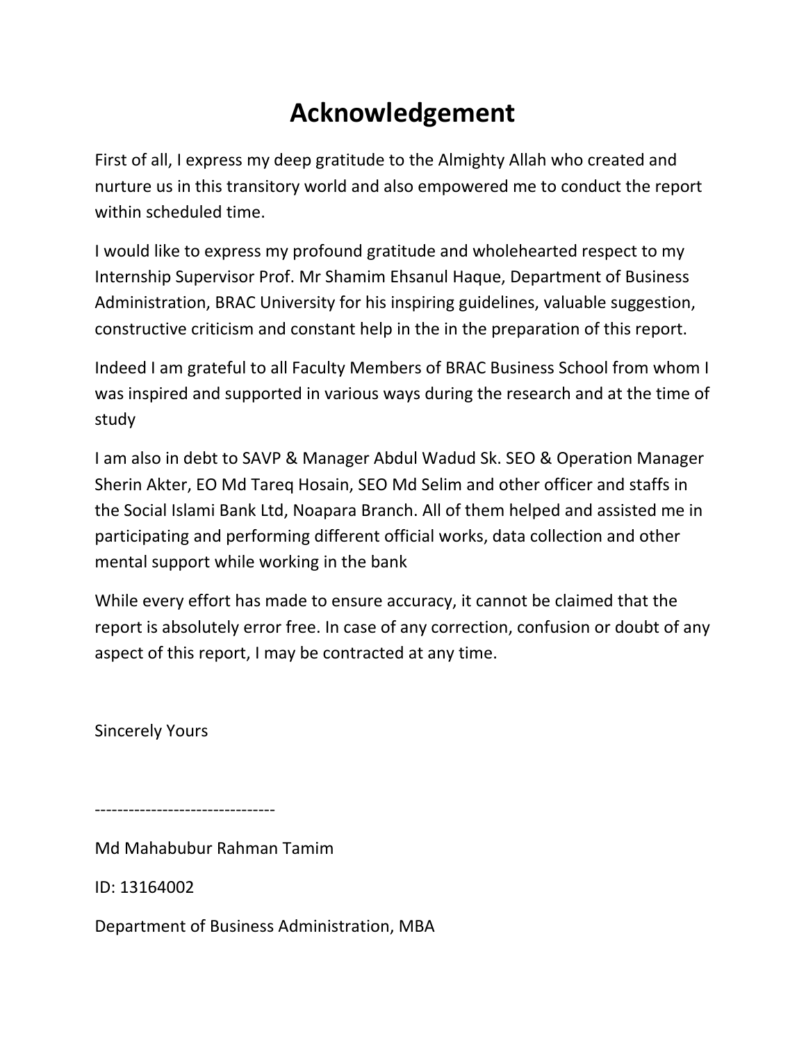# Acknowledgement

First of all, I express my deep gratitude to the Almighty Allah who created and nurture us in this transitory world and also empowered me to conduct the report within scheduled time.

I would like to express my profound gratitude and wholehearted respect to my Internship Supervisor Prof. Mr Shamim Ehsanul Haque, Department of Business Administration, BRAC University for his inspiring guidelines, valuable suggestion, constructive criticism and constant help in the in the preparation of this report.

Indeed I am grateful to all Faculty Members of BRAC Business School from whom I was inspired and supported in various ways during the research and at the time of study

I am also in debt to SAVP & Manager Abdul Wadud Sk. SEO & Operation Manager Sherin Akter, EO Md Tareq Hosain, SEO Md Selim and other officer and staffs in the Social Islami Bank Ltd, Noapara Branch. All of them helped and assisted me in participating and performing different official works, data collection and other mental support while working in the bank

While every effort has made to ensure accuracy, it cannot be claimed that the report is absolutely error free. In case of any correction, confusion or doubt of any aspect of this report, I may be contracted at any time.

Sincerely Yours

--------------------------------

Md Mahabubur Rahman Tamim

ID: 13164002

Department of Business Administration, MBA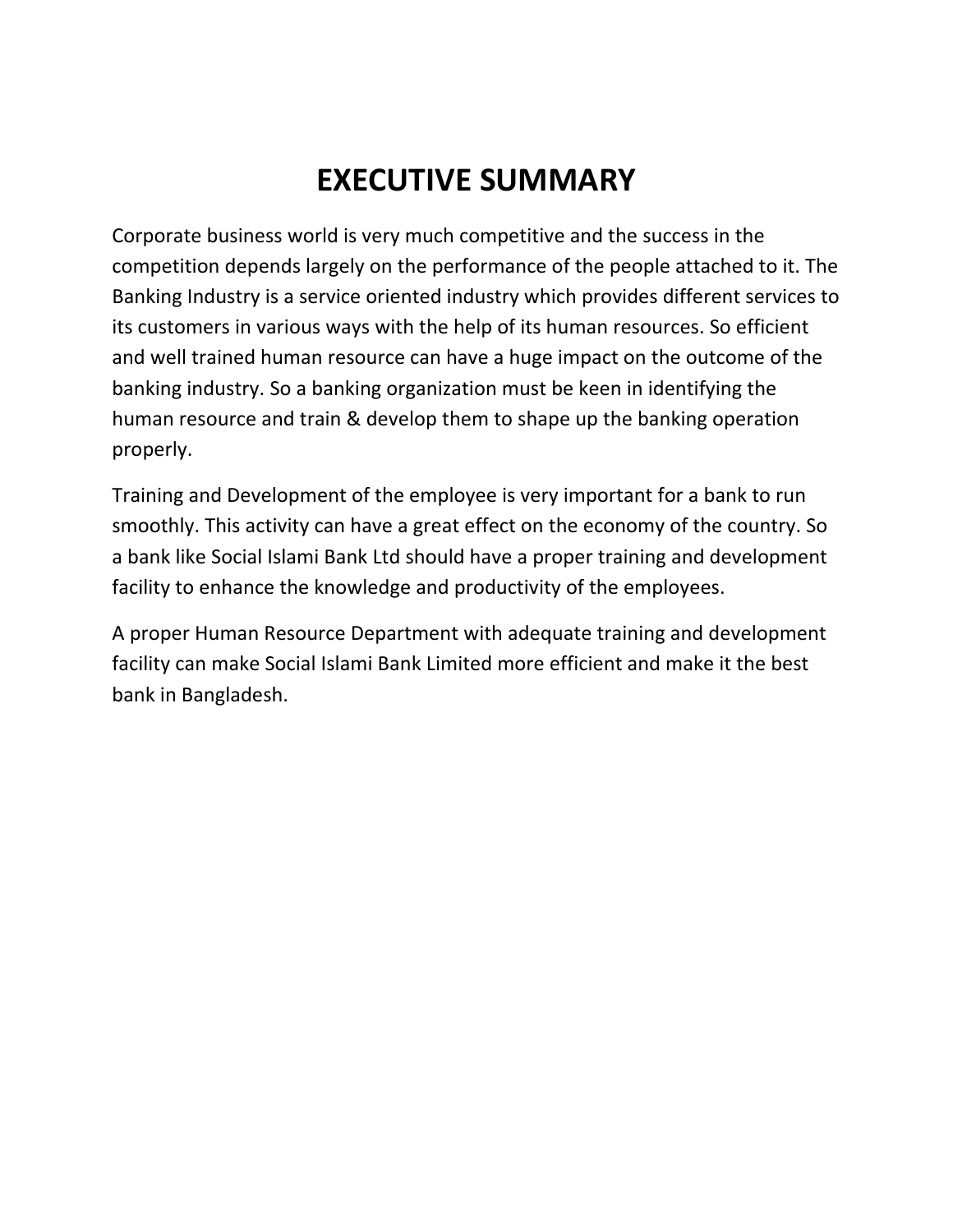# EXECUTIVE SUMMARY

Corporate business world is very much competitive and the success in the competition depends largely on the performance of the people attached to it. The Banking Industry is a service oriented industry which provides different services to its customers in various ways with the help of its human resources. So efficient and well trained human resource can have a huge impact on the outcome of the banking industry. So a banking organization must be keen in identifying the human resource and train & develop them to shape up the banking operation properly.

Training and Development of the employee is very important for a bank to run smoothly. This activity can have a great effect on the economy of the country. So a bank like Social Islami Bank Ltd should have a proper training and development facility to enhance the knowledge and productivity of the employees.

A proper Human Resource Department with adequate training and development facility can make Social Islami Bank Limited more efficient and make it the best bank in Bangladesh.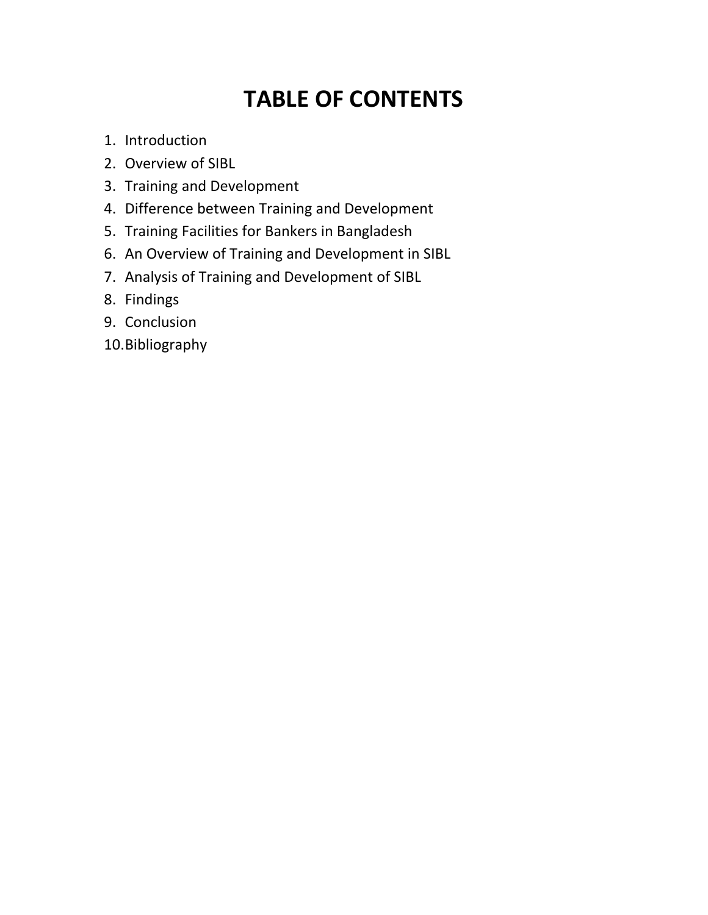# TABLE OF CONTENTS

1. Introduction
2. Overview of SIBL
3. Training and Development
4. Difference between Training and Development
5. Training Facilities for Bankers in Bangladesh
6. An Overview of Training and Development in SIBL
7. Analysis of Training and Development of SIBL
8. Findings
9. Conclusion
10. Bibliography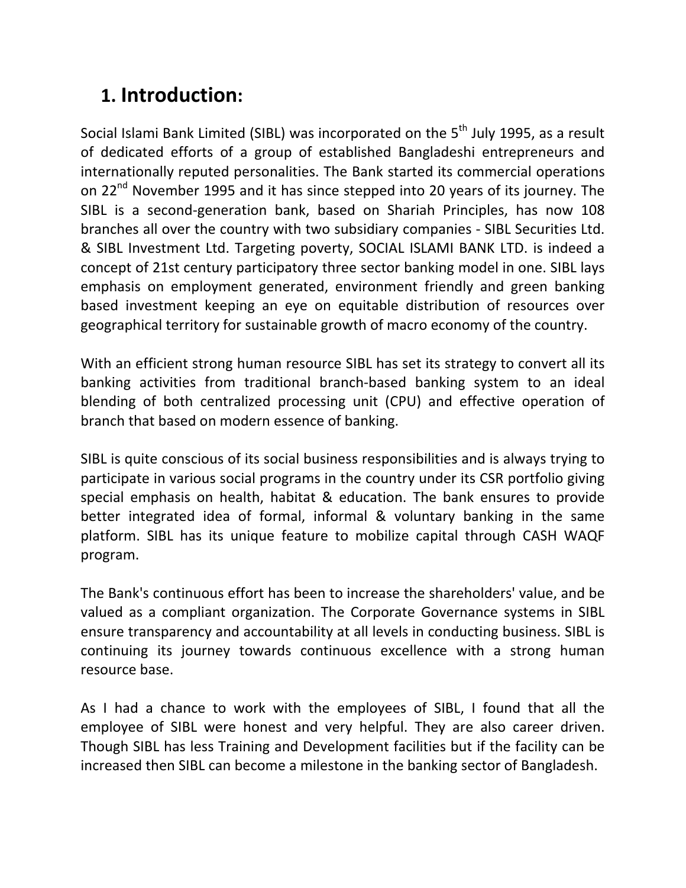# 1. Introduction:

Social Islami Bank Limited (SIBL) was incorporated on the 5th July 1995, as a result of dedicated efforts of a group of established Bangladeshi entrepreneurs and internationally reputed personalities. The Bank started its commercial operations on 22nd November 1995 and it has since stepped into 20 years of its journey. The SIBL is a second-generation bank, based on Shariah Principles, has now 108 branches all over the country with two subsidiary companies - SIBL Securities Ltd. & SIBL Investment Ltd. Targeting poverty, SOCIAL ISLAMI BANK LTD. is indeed a concept of 21st century participatory three sector banking model in one. SIBL lays emphasis on employment generated, environment friendly and green banking based investment keeping an eye on equitable distribution of resources over geographical territory for sustainable growth of macro economy of the country.

With an efficient strong human resource SIBL has set its strategy to convert all its banking activities from traditional branch-based banking system to an ideal blending of both centralized processing unit (CPU) and effective operation of branch that based on modern essence of banking.

SIBL is quite conscious of its social business responsibilities and is always trying to participate in various social programs in the country under its CSR portfolio giving special emphasis on health, habitat & education. The bank ensures to provide better integrated idea of formal, informal & voluntary banking in the same platform. SIBL has its unique feature to mobilize capital through CASH WAQF program.

The Bank's continuous effort has been to increase the shareholders' value, and be valued as a compliant organization. The Corporate Governance systems in SIBL ensure transparency and accountability at all levels in conducting business. SIBL is continuing its journey towards continuous excellence with a strong human resource base.

As I had a chance to work with the employees of SIBL, I found that all the employee of SIBL were honest and very helpful. They are also career driven. Though SIBL has less Training and Development facilities but if the facility can be increased then SIBL can become a milestone in the banking sector of Bangladesh.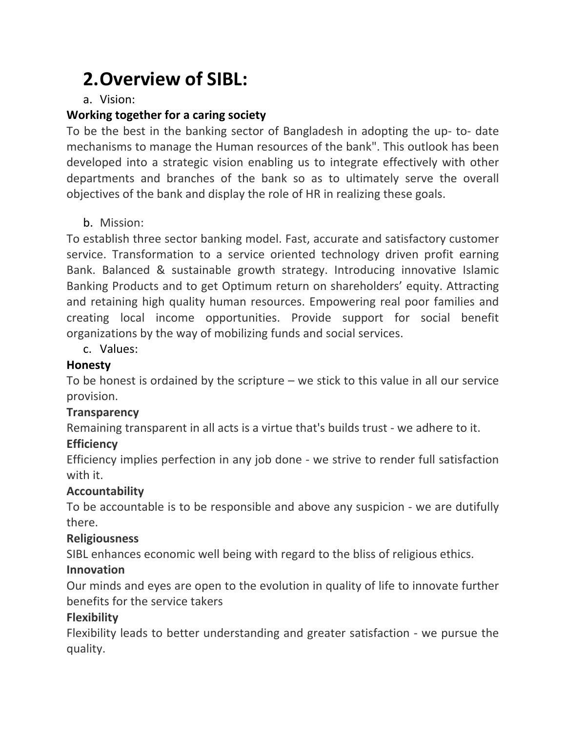## 2. Overview of SIBL:

a. Vision:

**Working together for a caring society**

To be the best in the banking sector of Bangladesh in adopting the up- to- date mechanisms to manage the Human resources of the bank". This outlook has been developed into a strategic vision enabling us to integrate effectively with other departments and branches of the bank so as to ultimately serve the overall objectives of the bank and display the role of HR in realizing these goals.

b. Mission:

To establish three sector banking model. Fast, accurate and satisfactory customer service. Transformation to a service oriented technology driven profit earning Bank. Balanced & sustainable growth strategy. Introducing innovative Islamic Banking Products and to get Optimum return on shareholders' equity. Attracting and retaining high quality human resources. Empowering real poor families and creating local income opportunities. Provide support for social benefit organizations by the way of mobilizing funds and social services.

c. Values:

**Honesty**

To be honest is ordained by the scripture – we stick to this value in all our service provision.

**Transparency**

Remaining transparent in all acts is a virtue that's builds trust - we adhere to it.

**Efficiency**

Efficiency implies perfection in any job done - we strive to render full satisfaction with it.

**Accountability**

To be accountable is to be responsible and above any suspicion - we are dutifully there.

**Religiousness**

SIBL enhances economic well being with regard to the bliss of religious ethics.

**Innovation**

Our minds and eyes are open to the evolution in quality of life to innovate further benefits for the service takers

**Flexibility**

Flexibility leads to better understanding and greater satisfaction - we pursue the quality.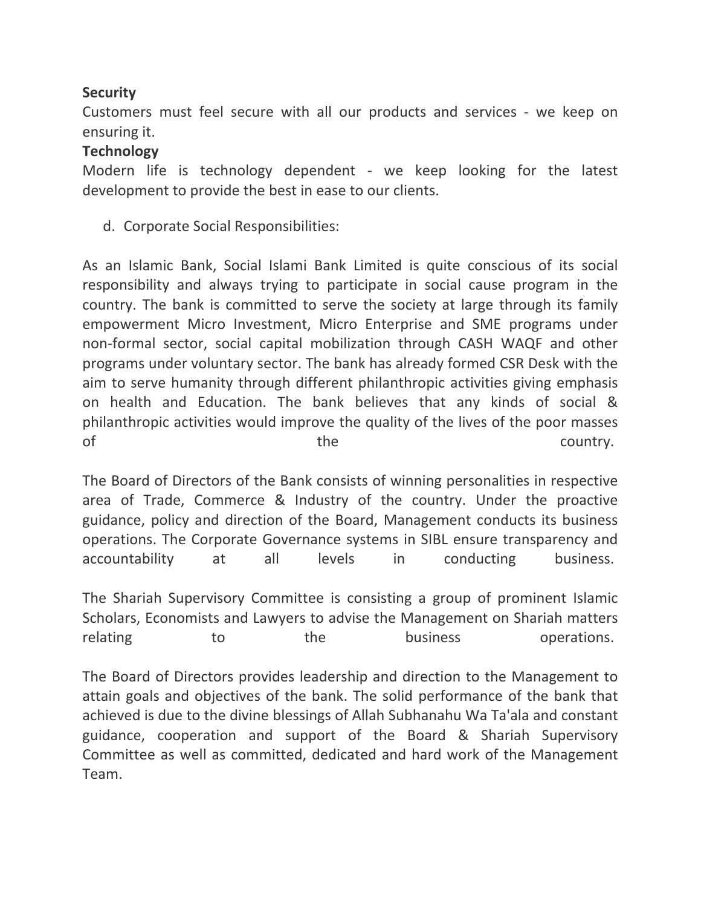**Security**
Customers must feel secure with all our products and services - we keep on ensuring it.
**Technology**
Modern life is technology dependent - we keep looking for the latest development to provide the best in ease to our clients.

d. Corporate Social Responsibilities:

As an Islamic Bank, Social Islami Bank Limited is quite conscious of its social responsibility and always trying to participate in social cause program in the country. The bank is committed to serve the society at large through its family empowerment Micro Investment, Micro Enterprise and SME programs under non-formal sector, social capital mobilization through CASH WAQF and other programs under voluntary sector. The bank has already formed CSR Desk with the aim to serve humanity through different philanthropic activities giving emphasis on health and Education. The bank believes that any kinds of social & philanthropic activities would improve the quality of the lives of the poor masses of the country.

The Board of Directors of the Bank consists of winning personalities in respective area of Trade, Commerce & Industry of the country. Under the proactive guidance, policy and direction of the Board, Management conducts its business operations. The Corporate Governance systems in SIBL ensure transparency and accountability at all levels in conducting business.

The Shariah Supervisory Committee is consisting a group of prominent Islamic Scholars, Economists and Lawyers to advise the Management on Shariah matters relating to the business operations.

The Board of Directors provides leadership and direction to the Management to attain goals and objectives of the bank. The solid performance of the bank that achieved is due to the divine blessings of Allah Subhanahu Wa Ta'ala and constant guidance, cooperation and support of the Board & Shariah Supervisory Committee as well as committed, dedicated and hard work of the Management Team.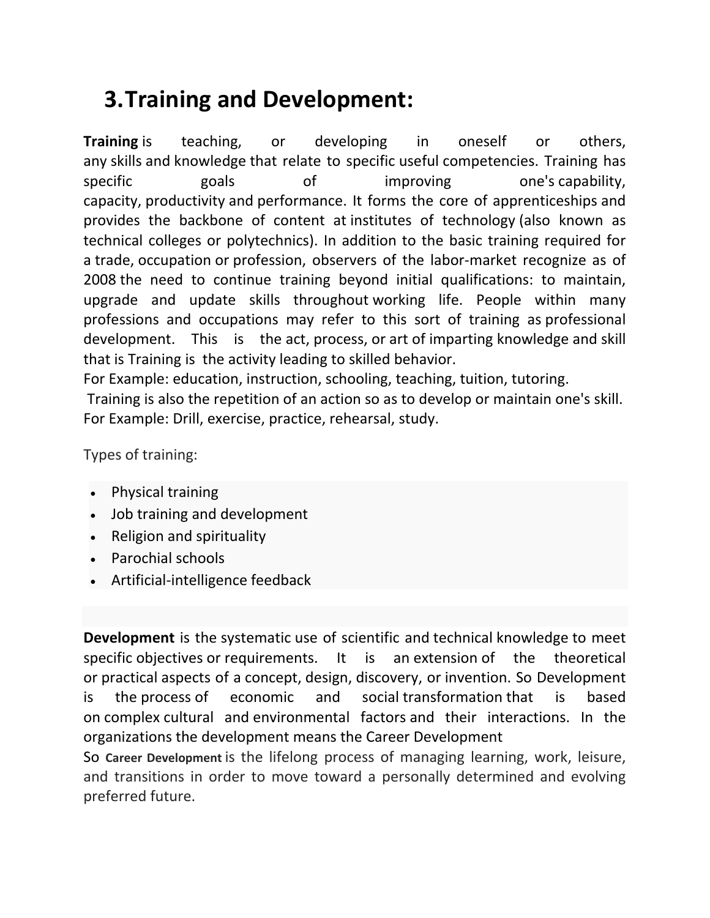# 3. Training and Development:

**Training** is teaching, or developing in oneself or others, any skills and knowledge that relate to specific useful competencies. Training has specific goals of improving one's capability, capacity, productivity and performance. It forms the core of apprenticeships and provides the backbone of content at institutes of technology (also known as technical colleges or polytechnics). In addition to the basic training required for a trade, occupation or profession, observers of the labor-market recognize as of 2008 the need to continue training beyond initial qualifications: to maintain, upgrade and update skills throughout working life. People within many professions and occupations may refer to this sort of training as professional development. This is the act, process, or art of imparting knowledge and skill that is Training is the activity leading to skilled behavior.

For Example: education, instruction, schooling, teaching, tuition, tutoring.

Training is also the repetition of an action so as to develop or maintain one's skill. For Example: Drill, exercise, practice, rehearsal, study.

Types of training:

- Physical training
- Job training and development
- Religion and spirituality
- Parochial schools
- Artificial-intelligence feedback

**Development** is the systematic use of scientific and technical knowledge to meet specific objectives or requirements. It is an extension of the theoretical or practical aspects of a concept, design, discovery, or invention. So Development is the process of economic and social transformation that is based on complex cultural and environmental factors and their interactions. In the organizations the development means the Career Development

So **Career Development** is the lifelong process of managing learning, work, leisure, and transitions in order to move toward a personally determined and evolving preferred future.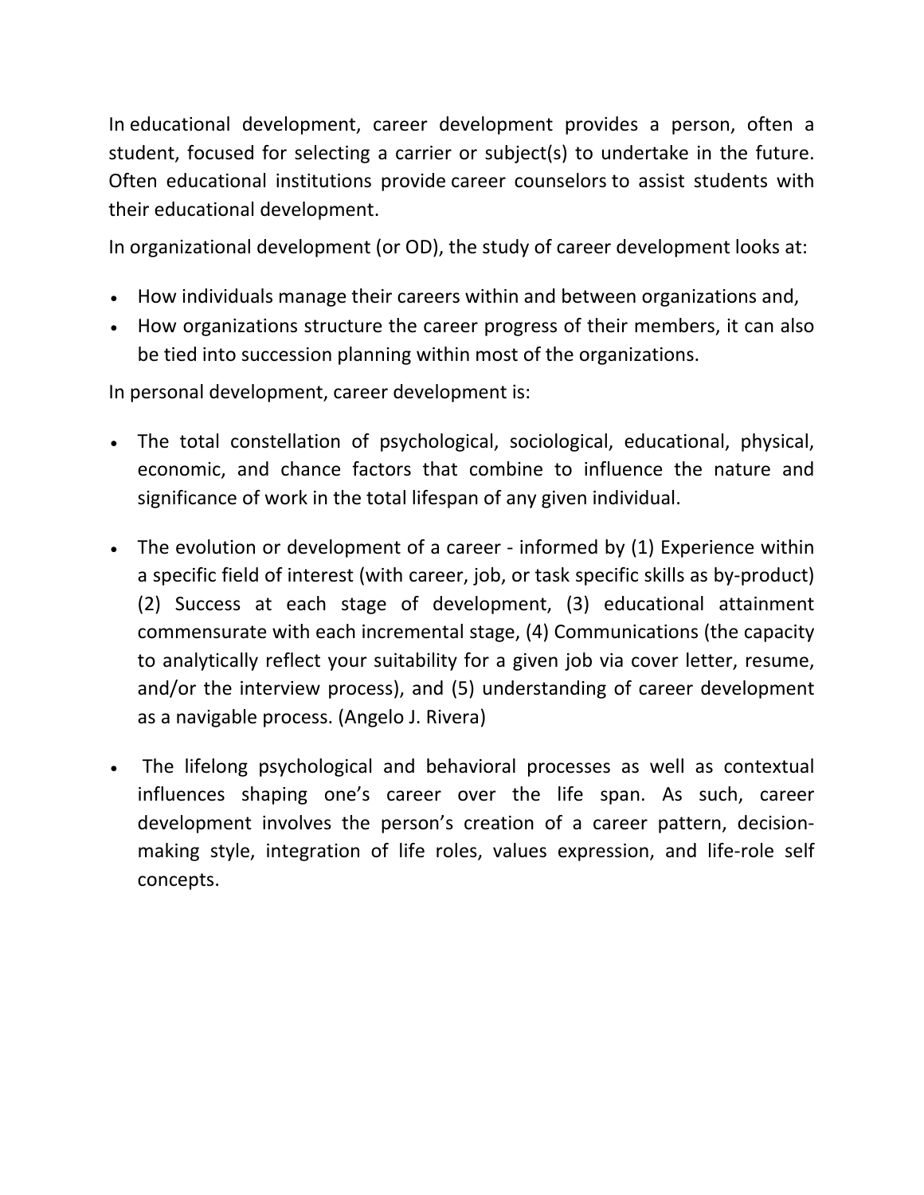In educational development, career development provides a person, often a student, focused for selecting a carrier or subject(s) to undertake in the future. Often educational institutions provide career counselors to assist students with their educational development.

In organizational development (or OD), the study of career development looks at:

- How individuals manage their careers within and between organizations and,
- How organizations structure the career progress of their members, it can also be tied into succession planning within most of the organizations.

In personal development, career development is:

- The total constellation of psychological, sociological, educational, physical, economic, and chance factors that combine to influence the nature and significance of work in the total lifespan of any given individual.

- The evolution or development of a career - informed by (1) Experience within a specific field of interest (with career, job, or task specific skills as by-product) (2) Success at each stage of development, (3) educational attainment commensurate with each incremental stage, (4) Communications (the capacity to analytically reflect your suitability for a given job via cover letter, resume, and/or the interview process), and (5) understanding of career development as a navigable process. (Angelo J. Rivera)

- The lifelong psychological and behavioral processes as well as contextual influences shaping one's career over the life span. As such, career development involves the person's creation of a career pattern, decision-making style, integration of life roles, values expression, and life-role self concepts.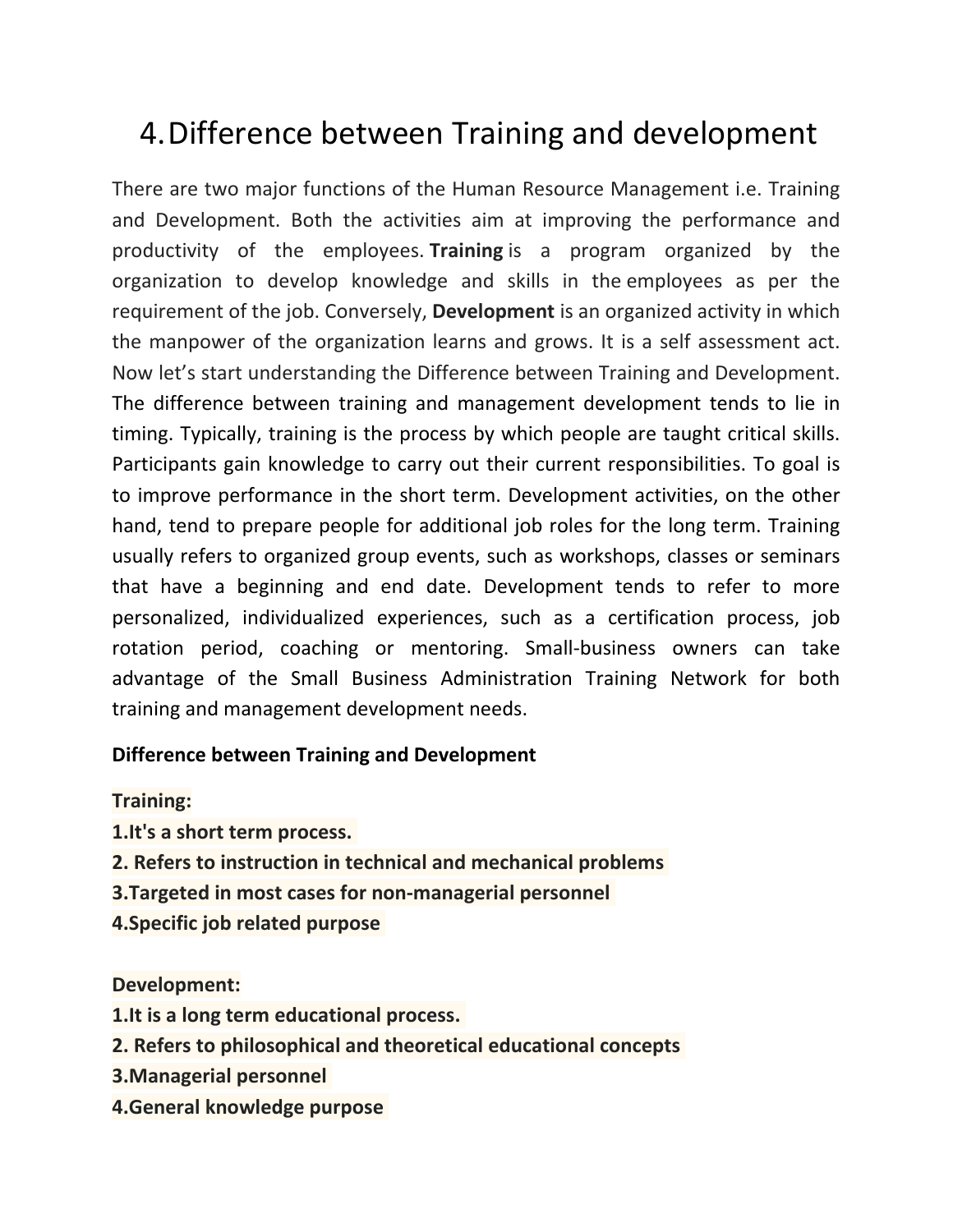# 4. Difference between Training and development

There are two major functions of the Human Resource Management i.e. Training and Development. Both the activities aim at improving the performance and productivity of the employees. **Training** is a program organized by the organization to develop knowledge and skills in the employees as per the requirement of the job. Conversely, **Development** is an organized activity in which the manpower of the organization learns and grows. It is a self assessment act. Now let's start understanding the Difference between Training and Development. The difference between training and management development tends to lie in timing. Typically, training is the process by which people are taught critical skills. Participants gain knowledge to carry out their current responsibilities. To goal is to improve performance in the short term. Development activities, on the other hand, tend to prepare people for additional job roles for the long term. Training usually refers to organized group events, such as workshops, classes or seminars that have a beginning and end date. Development tends to refer to more personalized, individualized experiences, such as a certification process, job rotation period, coaching or mentoring. Small-business owners can take advantage of the Small Business Administration Training Network for both training and management development needs.

**Difference between Training and Development**

**Training:**
**1.It's a short term process.**
**2. Refers to instruction in technical and mechanical problems**
**3.Targeted in most cases for non-managerial personnel**
**4.Specific job related purpose**

**Development:**
**1.It is a long term educational process.**
**2. Refers to philosophical and theoretical educational concepts**
**3.Managerial personnel**
**4.General knowledge purpose**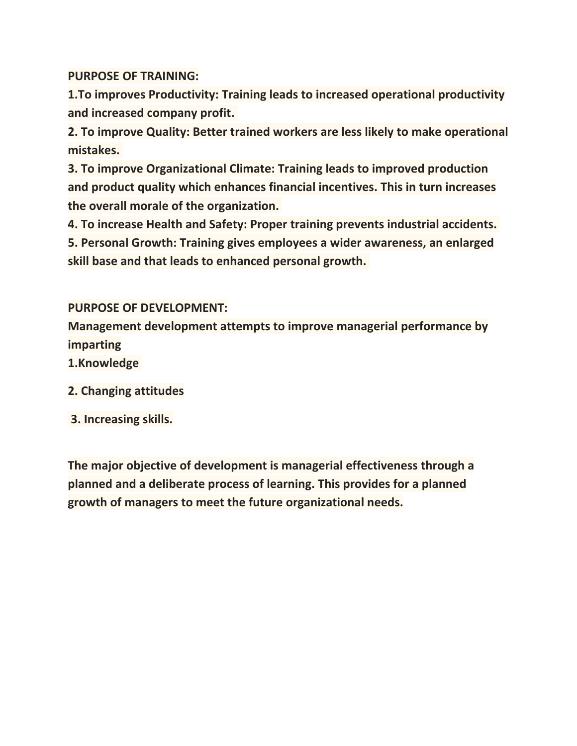**PURPOSE OF TRAINING:**

**1.To improves Productivity: Training leads to increased operational productivity and increased company profit.**

**2. To improve Quality: Better trained workers are less likely to make operational mistakes.**

**3. To improve Organizational Climate: Training leads to improved production and product quality which enhances financial incentives. This in turn increases the overall morale of the organization.**

**4. To increase Health and Safety: Proper training prevents industrial accidents.**

**5. Personal Growth: Training gives employees a wider awareness, an enlarged skill base and that leads to enhanced personal growth.**

**PURPOSE OF DEVELOPMENT:**

**Management development attempts to improve managerial performance by imparting**

**1.Knowledge**

**2. Changing attitudes**

**3. Increasing skills.**

**The major objective of development is managerial effectiveness through a planned and a deliberate process of learning. This provides for a planned growth of managers to meet the future organizational needs.**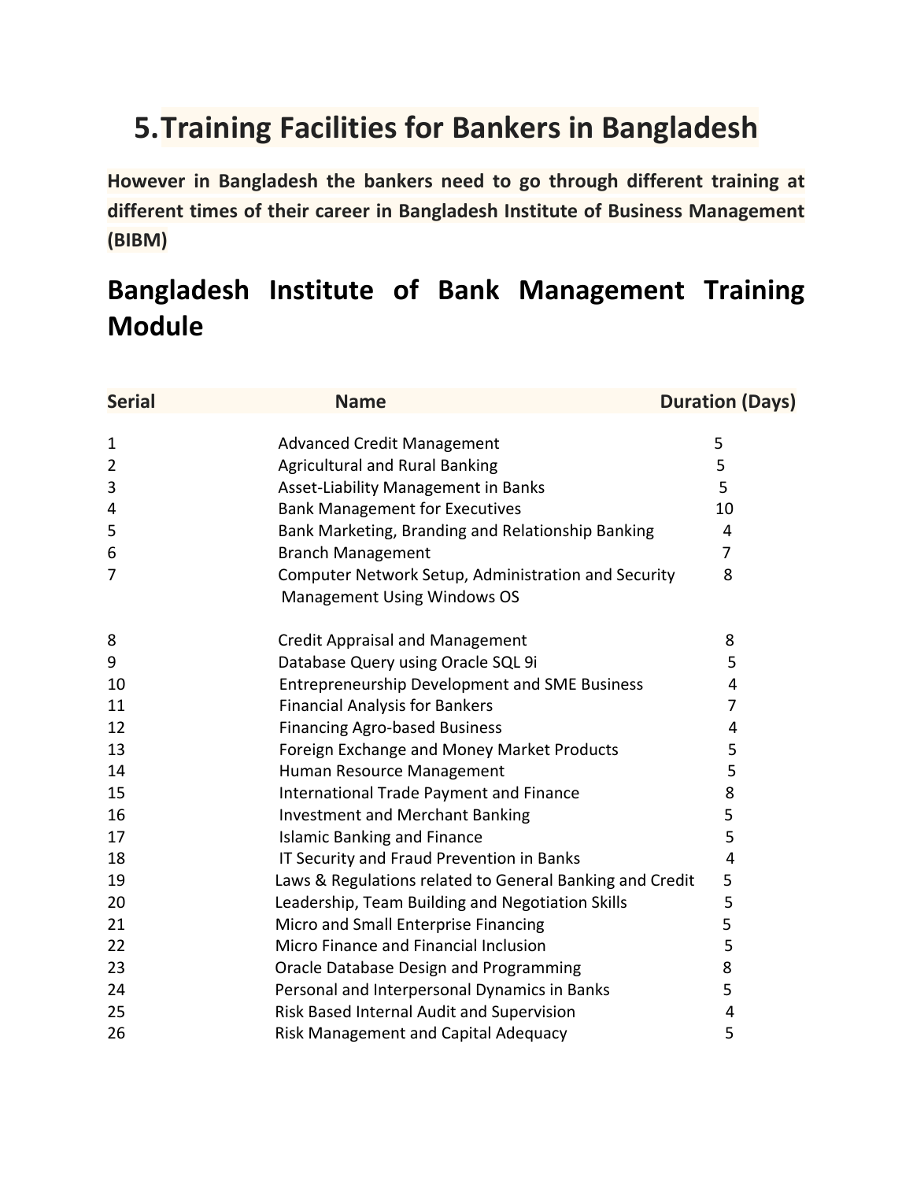# 5. Training Facilities for Bankers in Bangladesh

**However in Bangladesh the bankers need to go through different training at different times of their career in Bangladesh Institute of Business Management (BIBM)**

## Bangladesh Institute of Bank Management Training Module

| Serial | Name | Duration (Days) |
|---|---|---|
| 1 | Advanced Credit Management | 5 |
| 2 | Agricultural and Rural Banking | 5 |
| 3 | Asset-Liability Management in Banks | 5 |
| 4 | Bank Management for Executives | 10 |
| 5 | Bank Marketing, Branding and Relationship Banking | 4 |
| 6 | Branch Management | 7 |
| 7 | Computer Network Setup, Administration and Security Management Using Windows OS | 8 |
| 8 | Credit Appraisal and Management | 8 |
| 9 | Database Query using Oracle SQL 9i | 5 |
| 10 | Entrepreneurship Development and SME Business | 4 |
| 11 | Financial Analysis for Bankers | 7 |
| 12 | Financing Agro-based Business | 4 |
| 13 | Foreign Exchange and Money Market Products | 5 |
| 14 | Human Resource Management | 5 |
| 15 | International Trade Payment and Finance | 8 |
| 16 | Investment and Merchant Banking | 5 |
| 17 | Islamic Banking and Finance | 5 |
| 18 | IT Security and Fraud Prevention in Banks | 4 |
| 19 | Laws & Regulations related to General Banking and Credit | 5 |
| 20 | Leadership, Team Building and Negotiation Skills | 5 |
| 21 | Micro and Small Enterprise Financing | 5 |
| 22 | Micro Finance and Financial Inclusion | 5 |
| 23 | Oracle Database Design and Programming | 8 |
| 24 | Personal and Interpersonal Dynamics in Banks | 5 |
| 25 | Risk Based Internal Audit and Supervision | 4 |
| 26 | Risk Management and Capital Adequacy | 5 |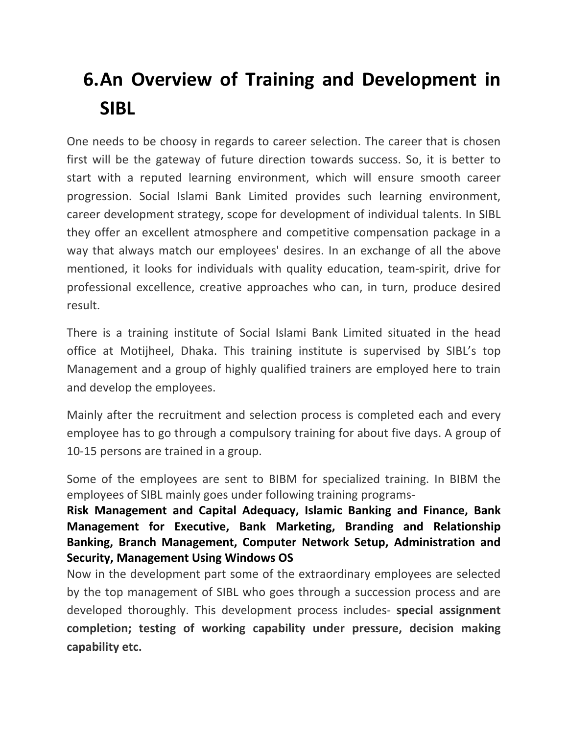# 6. An Overview of Training and Development in SIBL

One needs to be choosy in regards to career selection. The career that is chosen first will be the gateway of future direction towards success. So, it is better to start with a reputed learning environment, which will ensure smooth career progression. Social Islami Bank Limited provides such learning environment, career development strategy, scope for development of individual talents. In SIBL they offer an excellent atmosphere and competitive compensation package in a way that always match our employees' desires. In an exchange of all the above mentioned, it looks for individuals with quality education, team-spirit, drive for professional excellence, creative approaches who can, in turn, produce desired result.

There is a training institute of Social Islami Bank Limited situated in the head office at Motijheel, Dhaka. This training institute is supervised by SIBL's top Management and a group of highly qualified trainers are employed here to train and develop the employees.

Mainly after the recruitment and selection process is completed each and every employee has to go through a compulsory training for about five days. A group of 10-15 persons are trained in a group.

Some of the employees are sent to BIBM for specialized training. In BIBM the employees of SIBL mainly goes under following training programs-
**Risk Management and Capital Adequacy, Islamic Banking and Finance, Bank Management for Executive, Bank Marketing, Branding and Relationship Banking, Branch Management, Computer Network Setup, Administration and Security, Management Using Windows OS**
Now in the development part some of the extraordinary employees are selected by the top management of SIBL who goes through a succession process and are developed thoroughly. This development process includes- **special assignment completion; testing of working capability under pressure, decision making capability etc.**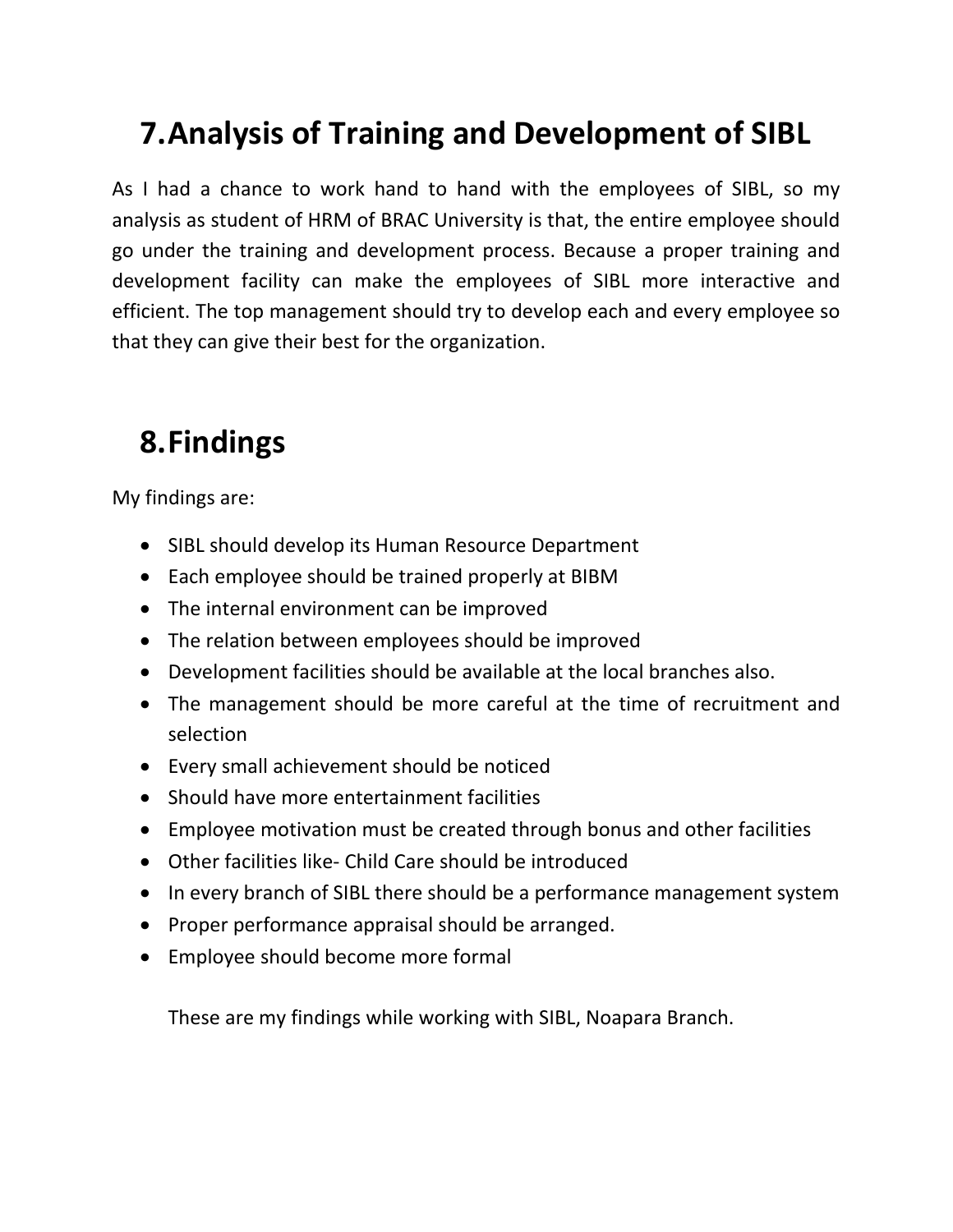# 7. Analysis of Training and Development of SIBL

As I had a chance to work hand to hand with the employees of SIBL, so my analysis as student of HRM of BRAC University is that, the entire employee should go under the training and development process. Because a proper training and development facility can make the employees of SIBL more interactive and efficient. The top management should try to develop each and every employee so that they can give their best for the organization.

# 8. Findings

My findings are:

- SIBL should develop its Human Resource Department
- Each employee should be trained properly at BIBM
- The internal environment can be improved
- The relation between employees should be improved
- Development facilities should be available at the local branches also.
- The management should be more careful at the time of recruitment and selection
- Every small achievement should be noticed
- Should have more entertainment facilities
- Employee motivation must be created through bonus and other facilities
- Other facilities like- Child Care should be introduced
- In every branch of SIBL there should be a performance management system
- Proper performance appraisal should be arranged.
- Employee should become more formal

These are my findings while working with SIBL, Noapara Branch.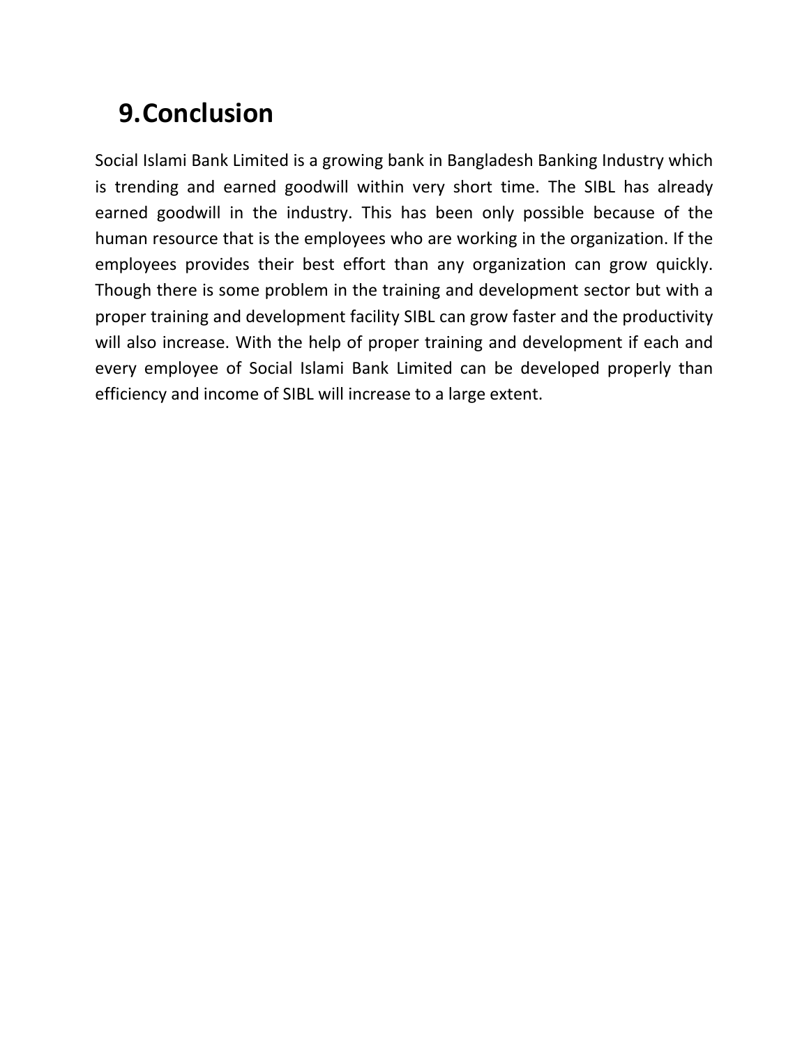# 9. Conclusion

Social Islami Bank Limited is a growing bank in Bangladesh Banking Industry which is trending and earned goodwill within very short time. The SIBL has already earned goodwill in the industry. This has been only possible because of the human resource that is the employees who are working in the organization. If the employees provides their best effort than any organization can grow quickly. Though there is some problem in the training and development sector but with a proper training and development facility SIBL can grow faster and the productivity will also increase. With the help of proper training and development if each and every employee of Social Islami Bank Limited can be developed properly than efficiency and income of SIBL will increase to a large extent.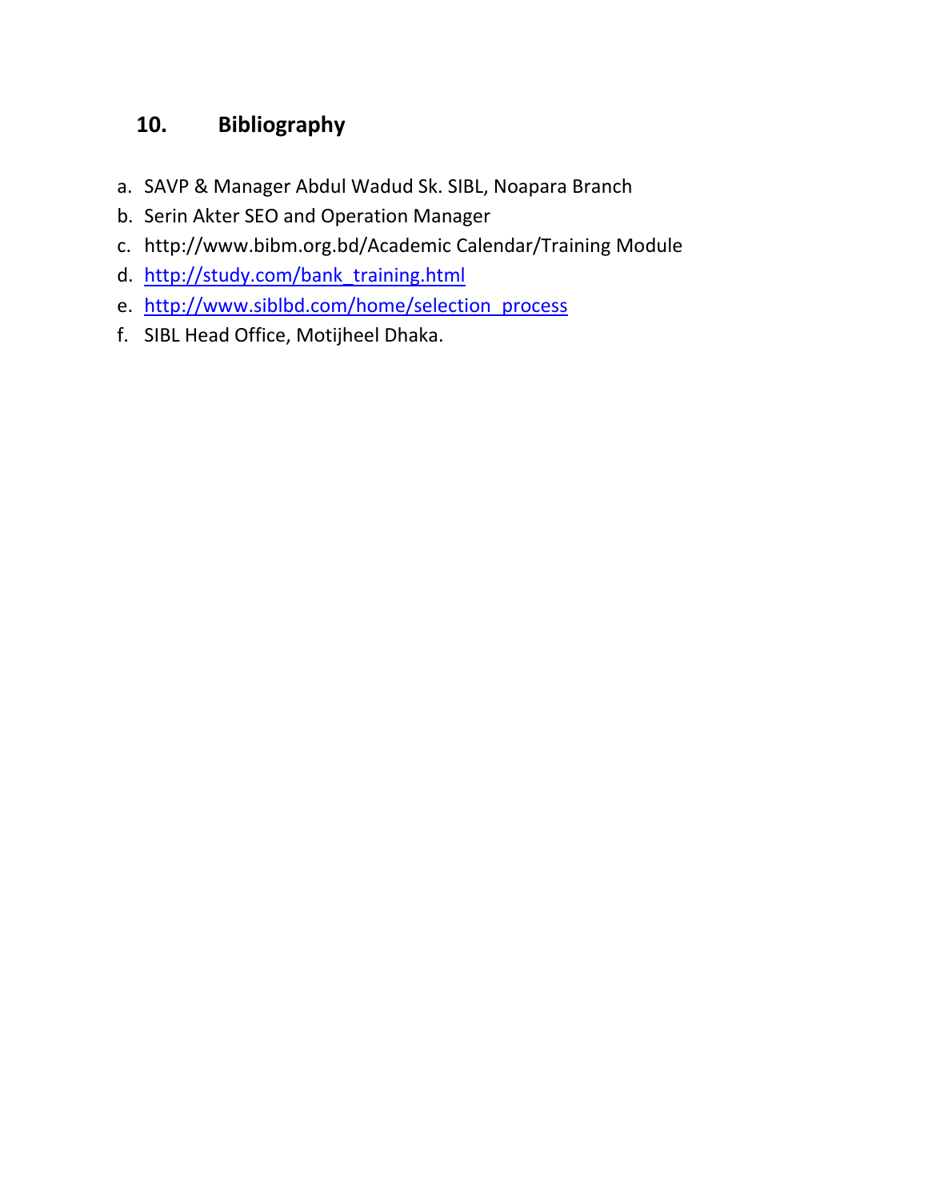## 10. Bibliography

a. SAVP & Manager Abdul Wadud Sk. SIBL, Noapara Branch
b. Serin Akter SEO and Operation Manager
c. http://www.bibm.org.bd/Academic Calendar/Training Module
d. http://study.com/bank_training.html
e. http://www.siblbd.com/home/selection_process
f. SIBL Head Office, Motijheel Dhaka.